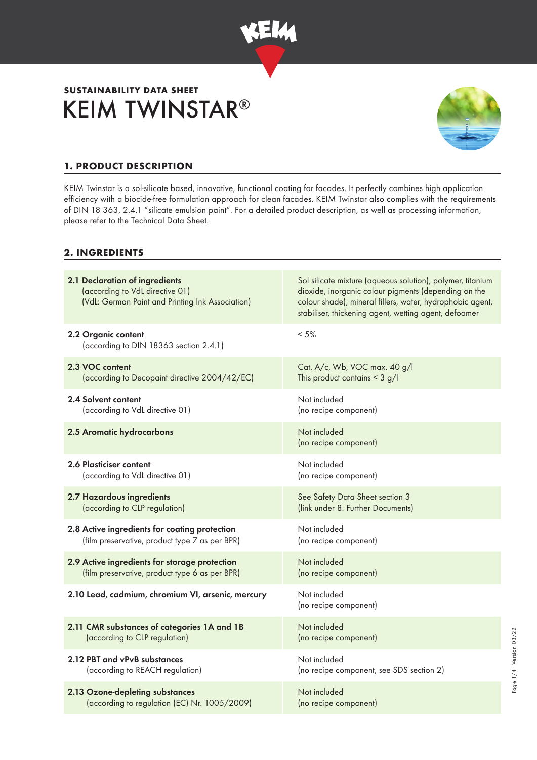**SUSTAINABILITY DATA SHEET**

# KEIM TWINSTAR®

## 1. PRODUCT DESCRIPTION

KEIM Twinstar is a sol-silicate based, innovative, functional coating for facades. It perfectly combines high application efficiency with a biocide-free formulation approach for clean facades. KEIM Twinstar also complies with the requirements of DIN 18 363, 2.4.1 "silicate emulsion paint". For a detailed product description, as well as processing information, please refer to the Technical Data Sheet.

## 2. INGREDIENTS

| | |
|---|---|
| **2.1 Declaration of ingredients** (according to VdL directive 01) (VdL: German Paint and Printing Ink Association) | Sol silicate mixture (aqueous solution), polymer, titanium dioxide, inorganic colour pigments (depending on the colour shade), mineral fillers, water, hydrophobic agent, stabiliser, thickening agent, wetting agent, defoamer |
| **2.2 Organic content** (according to DIN 18363 section 2.4.1) | < 5% |
| **2.3 VOC content** (according to Decopaint directive 2004/42/EC) | Cat. A/c, Wb, VOC max. 40 g/l This product contains < 3 g/l |
| **2.4 Solvent content** (according to VdL directive 01) | Not included (no recipe component) |
| **2.5 Aromatic hydrocarbons** | Not included (no recipe component) |
| **2.6 Plasticiser content** (according to VdL directive 01) | Not included (no recipe component) |
| **2.7 Hazardous ingredients** (according to CLP regulation) | See Safety Data Sheet section 3 (link under 8. Further Documents) |
| **2.8 Active ingredients for coating protection** (film preservative, product type 7 as per BPR) | Not included (no recipe component) |
| **2.9 Active ingredients for storage protection** (film preservative, product type 6 as per BPR) | Not included (no recipe component) |
| **2.10 Lead, cadmium, chromium VI, arsenic, mercury** | Not included (no recipe component) |
| **2.11 CMR substances of categories 1A and 1B** (according to CLP regulation) | Not included (no recipe component) |
| **2.12 PBT and vPvB substances** (according to REACH regulation) | Not included (no recipe component, see SDS section 2) |
| **2.13 Ozone-depleting substances** (according to regulation (EC) Nr. 1005/2009) | Not included (no recipe component) |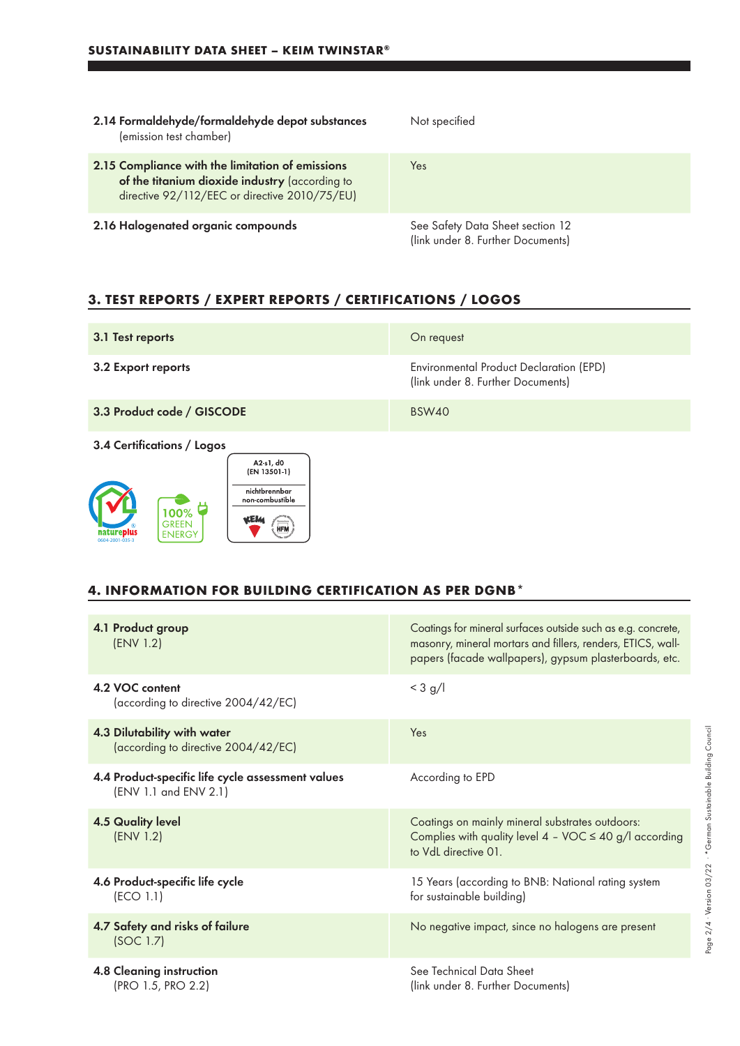| | |
|---|---|
| **2.14 Formaldehyde/formaldehyde depot substances** (emission test chamber) | Not specified |
| **2.15 Compliance with the limitation of emissions of the titanium dioxide industry** (according to directive 92/112/EEC or directive 2010/75/EU) | Yes |
| **2.16 Halogenated organic compounds** | See Safety Data Sheet section 12 (link under 8. Further Documents) |

## 3. TEST REPORTS / EXPERT REPORTS / CERTIFICATIONS / LOGOS

| | |
|---|---|
| **3.1 Test reports** | On request |
| **3.2 Export reports** | Environmental Product Declaration (EPD) (link under 8. Further Documents) |
| **3.3 Product code / GISCODE** | BSW40 |

**3.4 Certifications / Logos**

natureplus 0604-2001-035-3

100% GREEN ENERGY

A2-s1, d0 (EN 13501-1) nichtbrennbar non-combustible KEIM HFM

## 4. INFORMATION FOR BUILDING CERTIFICATION AS PER DGNB*

| | |
|---|---|
| **4.1 Product group** (ENV 1.2) | Coatings for mineral surfaces outside such as e.g. concrete, masonry, mineral mortars and fillers, renders, ETICS, wall-papers (facade wallpapers), gypsum plasterboards, etc. |
| **4.2 VOC content** (according to directive 2004/42/EC) | < 3 g/l |
| **4.3 Dilutability with water** (according to directive 2004/42/EC) | Yes |
| **4.4 Product-specific life cycle assessment values** (ENV 1.1 and ENV 2.1) | According to EPD |
| **4.5 Quality level** (ENV 1.2) | Coatings on mainly mineral substrates outdoors: Complies with quality level 4 – VOC ≤ 40 g/l according to VdL directive 01. |
| **4.6 Product-specific life cycle** (ECO 1.1) | 15 Years (according to BNB: National rating system for sustainable building) |
| **4.7 Safety and risks of failure** (SOC 1.7) | No negative impact, since no halogens are present |
| **4.8 Cleaning instruction** (PRO 1.5, PRO 2.2) | See Technical Data Sheet (link under 8. Further Documents) |

*German Sustainable Building Council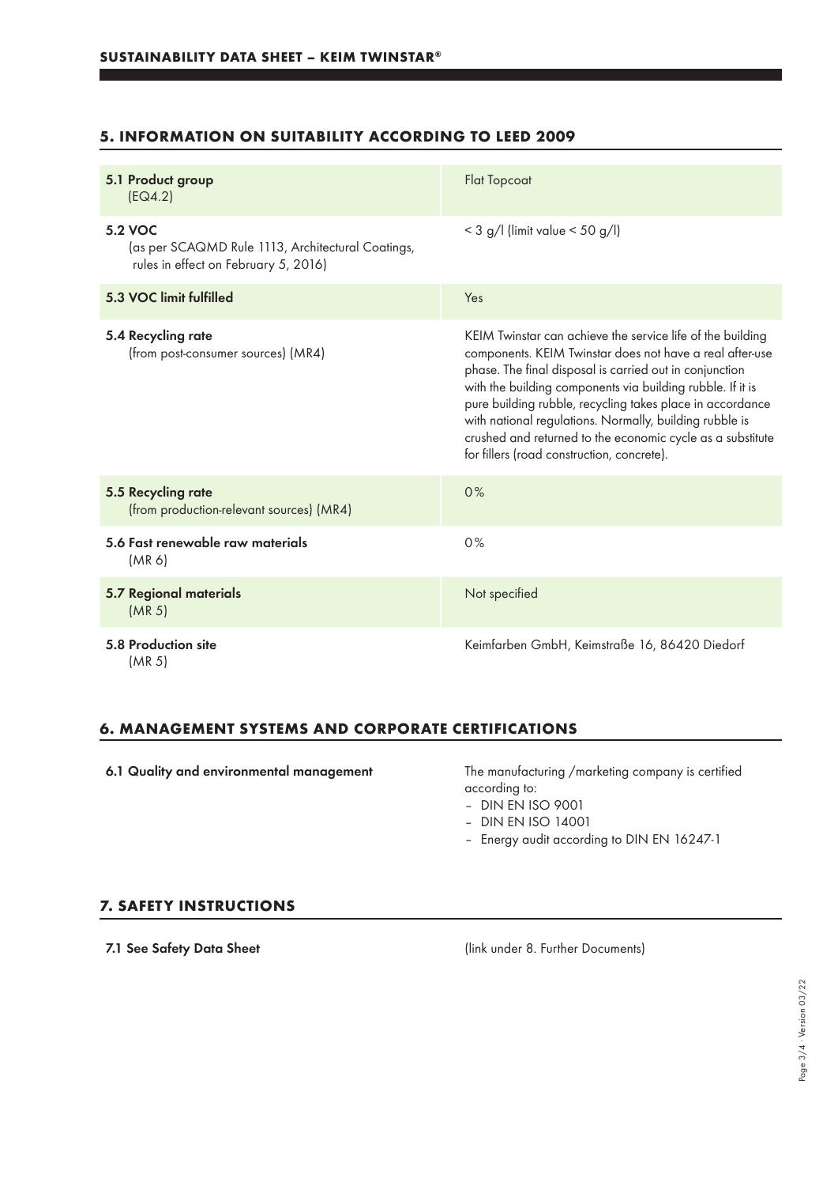## 5. INFORMATION ON SUITABILITY ACCORDING TO LEED 2009

| | |
|---|---|
| **5.1 Product group** (EQ4.2) | Flat Topcoat |
| **5.2 VOC** (as per SCAQMD Rule 1113, Architectural Coatings, rules in effect on February 5, 2016) | < 3 g/l (limit value < 50 g/l) |
| **5.3 VOC limit fulfilled** | Yes |
| **5.4 Recycling rate** (from post-consumer sources) (MR4) | KEIM Twinstar can achieve the service life of the building components. KEIM Twinstar does not have a real after-use phase. The final disposal is carried out in conjunction with the building components via building rubble. If it is pure building rubble, recycling takes place in accordance with national regulations. Normally, building rubble is crushed and returned to the economic cycle as a substitute for fillers (road construction, concrete). |
| **5.5 Recycling rate** (from production-relevant sources) (MR4) | 0% |
| **5.6 Fast renewable raw materials** (MR 6) | 0% |
| **5.7 Regional materials** (MR 5) | Not specified |
| **5.8 Production site** (MR 5) | Keimfarben GmbH, Keimstraße 16, 86420 Diedorf |

## 6. MANAGEMENT SYSTEMS AND CORPORATE CERTIFICATIONS

| | |
|---|---|
| **6.1 Quality and environmental management** | The manufacturing /marketing company is certified according to:<br>– DIN EN ISO 9001<br>– DIN EN ISO 14001<br>– Energy audit according to DIN EN 16247-1 |

## 7. SAFETY INSTRUCTIONS

| | |
|---|---|
| **7.1 See Safety Data Sheet** | (link under 8. Further Documents) |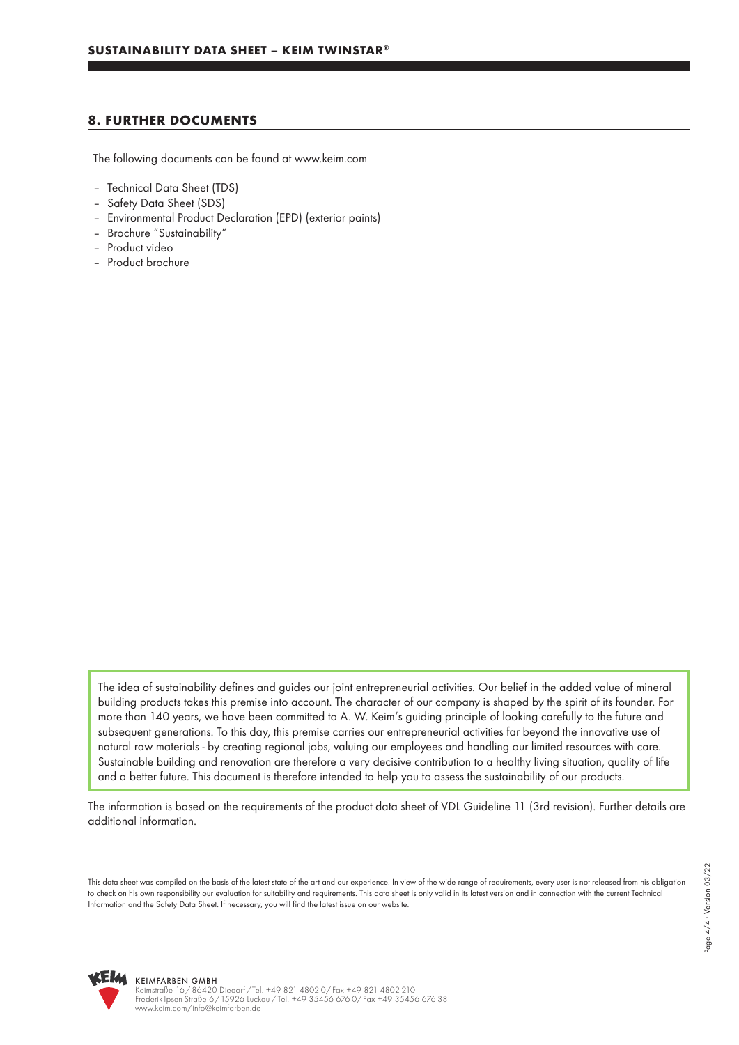## 8. FURTHER DOCUMENTS

The following documents can be found at www.keim.com

- Technical Data Sheet (TDS)
- Safety Data Sheet (SDS)
- Environmental Product Declaration (EPD) (exterior paints)
- Brochure "Sustainability"
- Product video
- Product brochure

The idea of sustainability defines and guides our joint entrepreneurial activities. Our belief in the added value of mineral building products takes this premise into account. The character of our company is shaped by the spirit of its founder. For more than 140 years, we have been committed to A. W. Keim's guiding principle of looking carefully to the future and subsequent generations. To this day, this premise carries our entrepreneurial activities far beyond the innovative use of natural raw materials - by creating regional jobs, valuing our employees and handling our limited resources with care. Sustainable building and renovation are therefore a very decisive contribution to a healthy living situation, quality of life and a better future. This document is therefore intended to help you to assess the sustainability of our products.

The information is based on the requirements of the product data sheet of VDL Guideline 11 (3rd revision). Further details are additional information.

This data sheet was compiled on the basis of the latest state of the art and our experience. In view of the wide range of requirements, every user is not released from his obligation to check on his own responsibility our evaluation for suitability and requirements. This data sheet is only valid in its latest version and in connection with the current Technical Information and the Safety Data Sheet. If necessary, you will find the latest issue on our website.

KEIMFARBEN GMBH
Keimstraße 16 / 86420 Diedorf / Tel. +49 821 4802-0 / Fax +49 821 4802-210
Frederik-Ipsen-Straße 6 / 15926 Luckau / Tel. +49 35456 676-0 / Fax +49 35456 676-38
www.keim.com / info@keimfarben.de